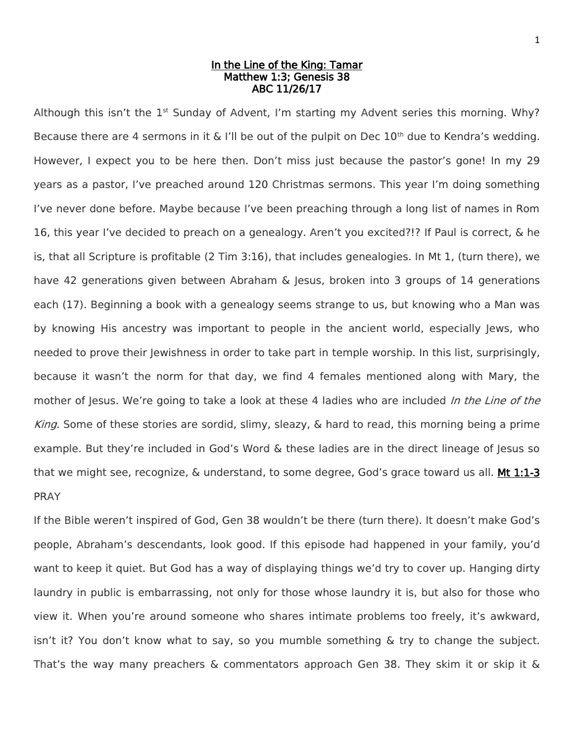**In the Line of the King: Tamar**
**Matthew 1:3; Genesis 38**
**ABC 11/26/17**

Although this isn't the 1st Sunday of Advent, I'm starting my Advent series this morning. Why? Because there are 4 sermons in it & I'll be out of the pulpit on Dec 10th due to Kendra's wedding. However, I expect you to be here then. Don't miss just because the pastor's gone! In my 29 years as a pastor, I've preached around 120 Christmas sermons. This year I'm doing something I've never done before. Maybe because I've been preaching through a long list of names in Rom 16, this year I've decided to preach on a genealogy. Aren't you excited?!? If Paul is correct, & he is, that all Scripture is profitable (2 Tim 3:16), that includes genealogies. In Mt 1, (turn there), we have 42 generations given between Abraham & Jesus, broken into 3 groups of 14 generations each (17). Beginning a book with a genealogy seems strange to us, but knowing who a Man was by knowing His ancestry was important to people in the ancient world, especially Jews, who needed to prove their Jewishness in order to take part in temple worship. In this list, surprisingly, because it wasn't the norm for that day, we find 4 females mentioned along with Mary, the mother of Jesus. We're going to take a look at these 4 ladies who are included *In the Line of the King*. Some of these stories are sordid, slimy, sleazy, & hard to read, this morning being a prime example. But they're included in God's Word & these ladies are in the direct lineage of Jesus so that we might see, recognize, & understand, to some degree, God's grace toward us all. Mt 1:1-3

PRAY

If the Bible weren't inspired of God, Gen 38 wouldn't be there (turn there). It doesn't make God's people, Abraham's descendants, look good. If this episode had happened in your family, you'd want to keep it quiet. But God has a way of displaying things we'd try to cover up. Hanging dirty laundry in public is embarrassing, not only for those whose laundry it is, but also for those who view it. When you're around someone who shares intimate problems too freely, it's awkward, isn't it? You don't know what to say, so you mumble something & try to change the subject. That's the way many preachers & commentators approach Gen 38. They skim it or skip it &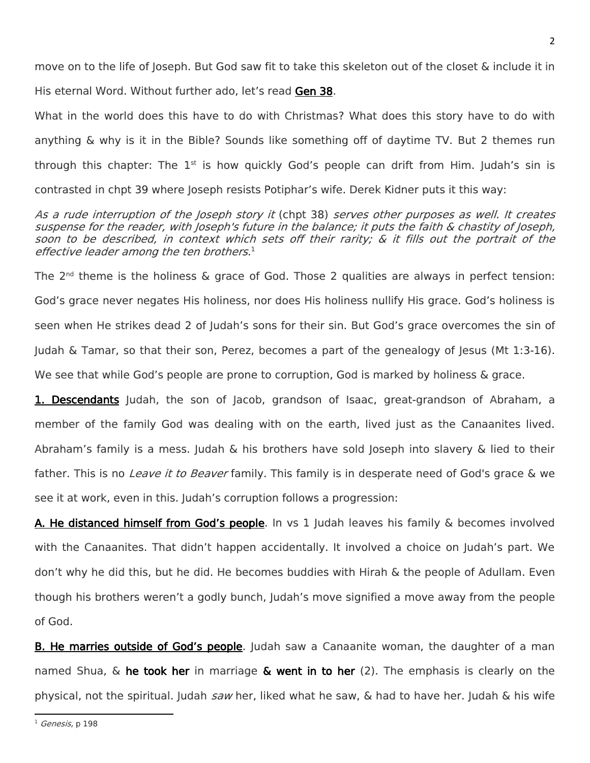move on to the life of Joseph. But God saw fit to take this skeleton out of the closet & include it in His eternal Word. Without further ado, let's read **Gen 38**.

What in the world does this have to do with Christmas? What does this story have to do with anything & why is it in the Bible? Sounds like something off of daytime TV. But 2 themes run through this chapter: The 1st is how quickly God's people can drift from Him. Judah's sin is contrasted in chpt 39 where Joseph resists Potiphar's wife. Derek Kidner puts it this way:

> *As a rude interruption of the Joseph story it* (chpt 38) *serves other purposes as well. It creates suspense for the reader, with Joseph's future in the balance; it puts the faith & chastity of Joseph, soon to be described, in context which sets off their rarity; & it fills out the portrait of the effective leader among the ten brothers*.[1]

The 2nd theme is the holiness & grace of God. Those 2 qualities are always in perfect tension: God's grace never negates His holiness, nor does His holiness nullify His grace. God's holiness is seen when He strikes dead 2 of Judah's sons for their sin. But God's grace overcomes the sin of Judah & Tamar, so that their son, Perez, becomes a part of the genealogy of Jesus (Mt 1:3-16). We see that while God's people are prone to corruption, God is marked by holiness & grace.

**1. Descendants** Judah, the son of Jacob, grandson of Isaac, great-grandson of Abraham, a member of the family God was dealing with on the earth, lived just as the Canaanites lived. Abraham's family is a mess. Judah & his brothers have sold Joseph into slavery & lied to their father. This is no *Leave it to Beaver* family. This family is in desperate need of God's grace & we see it at work, even in this. Judah's corruption follows a progression:

**A. He distanced himself from God's people**. In vs 1 Judah leaves his family & becomes involved with the Canaanites. That didn't happen accidentally. It involved a choice on Judah's part. We don't why he did this, but he did. He becomes buddies with Hirah & the people of Adullam. Even though his brothers weren't a godly bunch, Judah's move signified a move away from the people of God.

**B. He marries outside of God's people**. Judah saw a Canaanite woman, the daughter of a man named Shua, & **he took her** in marriage **& went in to her** (2). The emphasis is clearly on the physical, not the spiritual. Judah *saw* her, liked what he saw, & had to have her. Judah & his wife

---

[1] *Genesis*, p 198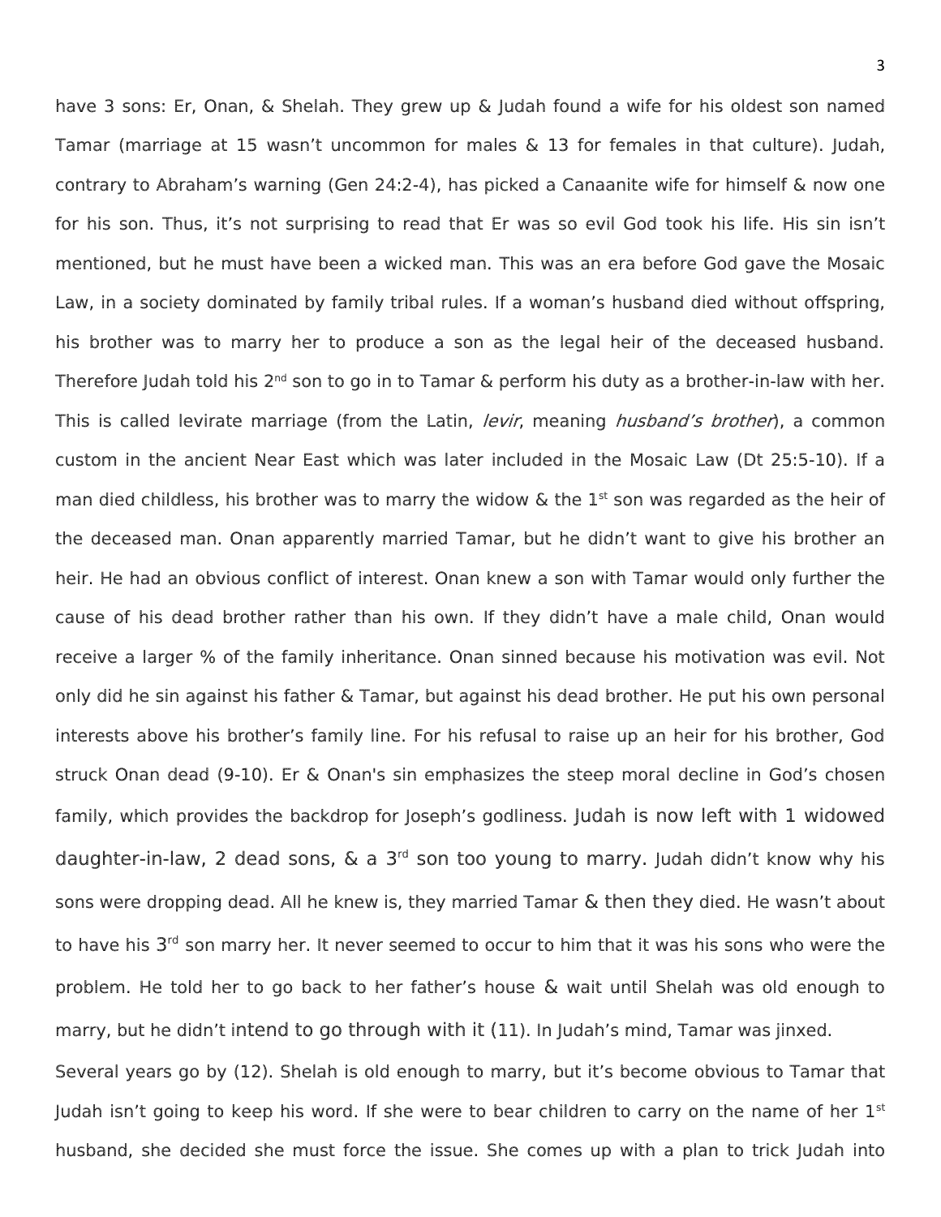have 3 sons: Er, Onan, & Shelah. They grew up & Judah found a wife for his oldest son named Tamar (marriage at 15 wasn't uncommon for males & 13 for females in that culture). Judah, contrary to Abraham's warning (Gen 24:2-4), has picked a Canaanite wife for himself & now one for his son. Thus, it's not surprising to read that Er was so evil God took his life. His sin isn't mentioned, but he must have been a wicked man. This was an era before God gave the Mosaic Law, in a society dominated by family tribal rules. If a woman's husband died without offspring, his brother was to marry her to produce a son as the legal heir of the deceased husband. Therefore Judah told his 2nd son to go in to Tamar & perform his duty as a brother-in-law with her. This is called levirate marriage (from the Latin, *levir*, meaning *husband's brother*), a common custom in the ancient Near East which was later included in the Mosaic Law (Dt 25:5-10). If a man died childless, his brother was to marry the widow & the 1st son was regarded as the heir of the deceased man. Onan apparently married Tamar, but he didn't want to give his brother an heir. He had an obvious conflict of interest. Onan knew a son with Tamar would only further the cause of his dead brother rather than his own. If they didn't have a male child, Onan would receive a larger % of the family inheritance. Onan sinned because his motivation was evil. Not only did he sin against his father & Tamar, but against his dead brother. He put his own personal interests above his brother's family line. For his refusal to raise up an heir for his brother, God struck Onan dead (9-10). Er & Onan's sin emphasizes the steep moral decline in God's chosen family, which provides the backdrop for Joseph's godliness. Judah is now left with 1 widowed daughter-in-law, 2 dead sons, & a 3rd son too young to marry. Judah didn't know why his sons were dropping dead. All he knew is, they married Tamar & then they died. He wasn't about to have his 3rd son marry her. It never seemed to occur to him that it was his sons who were the problem. He told her to go back to her father's house & wait until Shelah was old enough to marry, but he didn't intend to go through with it (11). In Judah's mind, Tamar was jinxed.

Several years go by (12). Shelah is old enough to marry, but it's become obvious to Tamar that Judah isn't going to keep his word. If she were to bear children to carry on the name of her 1st husband, she decided she must force the issue. She comes up with a plan to trick Judah into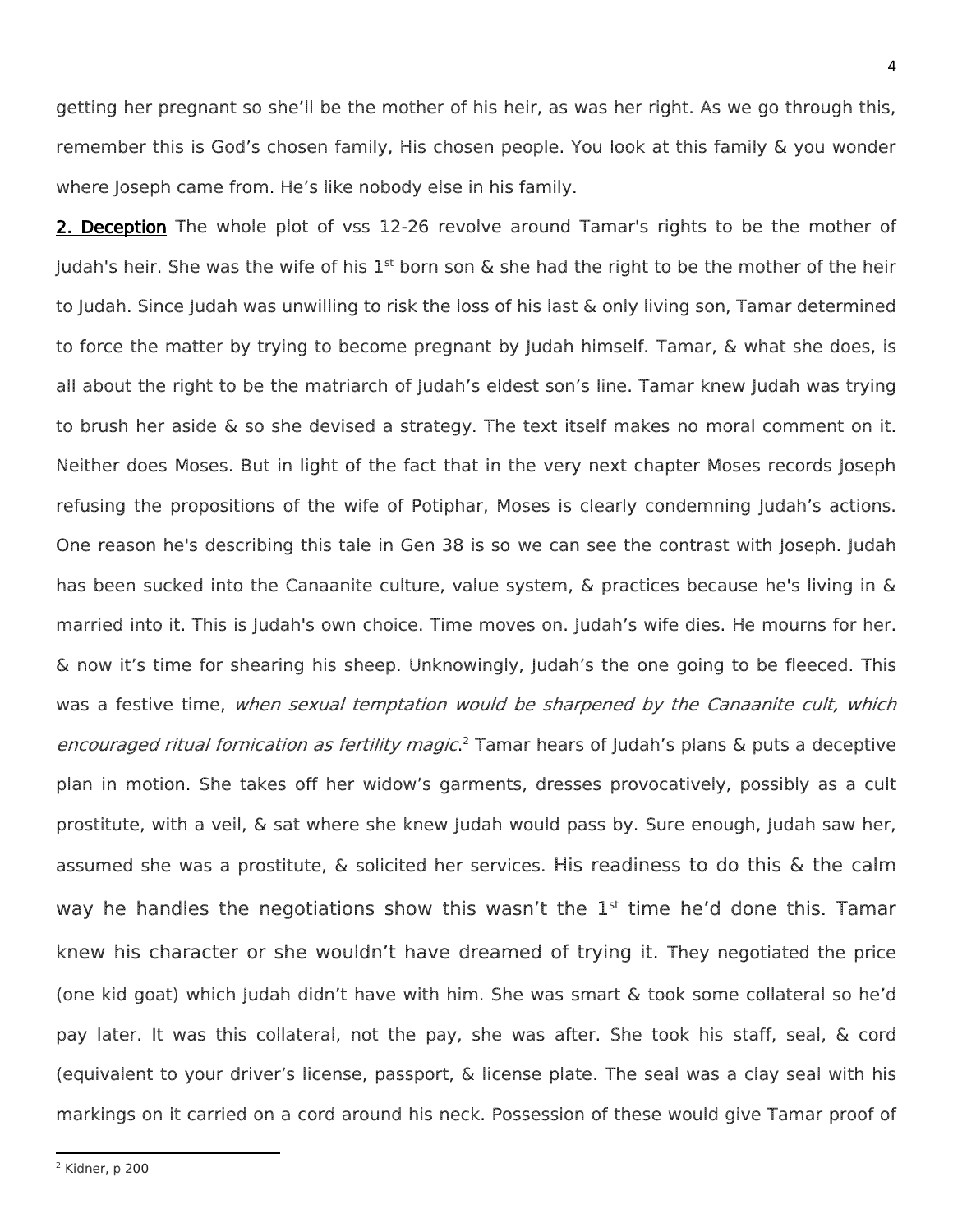getting her pregnant so she'll be the mother of his heir, as was her right. As we go through this, remember this is God's chosen family, His chosen people. You look at this family & you wonder where Joseph came from. He's like nobody else in his family.

**2. Deception** The whole plot of vss 12-26 revolve around Tamar's rights to be the mother of Judah's heir. She was the wife of his 1st born son & she had the right to be the mother of the heir to Judah. Since Judah was unwilling to risk the loss of his last & only living son, Tamar determined to force the matter by trying to become pregnant by Judah himself. Tamar, & what she does, is all about the right to be the matriarch of Judah's eldest son's line. Tamar knew Judah was trying to brush her aside & so she devised a strategy. The text itself makes no moral comment on it. Neither does Moses. But in light of the fact that in the very next chapter Moses records Joseph refusing the propositions of the wife of Potiphar, Moses is clearly condemning Judah's actions. One reason he's describing this tale in Gen 38 is so we can see the contrast with Joseph. Judah has been sucked into the Canaanite culture, value system, & practices because he's living in & married into it. This is Judah's own choice. Time moves on. Judah's wife dies. He mourns for her. & now it's time for shearing his sheep. Unknowingly, Judah's the one going to be fleeced. This was a festive time, *when sexual temptation would be sharpened by the Canaanite cult, which encouraged ritual fornication as fertility magic*.[2] Tamar hears of Judah's plans & puts a deceptive plan in motion. She takes off her widow's garments, dresses provocatively, possibly as a cult prostitute, with a veil, & sat where she knew Judah would pass by. Sure enough, Judah saw her, assumed she was a prostitute, & solicited her services. His readiness to do this & the calm way he handles the negotiations show this wasn't the 1st time he'd done this. Tamar knew his character or she wouldn't have dreamed of trying it. They negotiated the price (one kid goat) which Judah didn't have with him. She was smart & took some collateral so he'd pay later. It was this collateral, not the pay, she was after. She took his staff, seal, & cord (equivalent to your driver's license, passport, & license plate. The seal was a clay seal with his markings on it carried on a cord around his neck. Possession of these would give Tamar proof of

[2] Kidner, p 200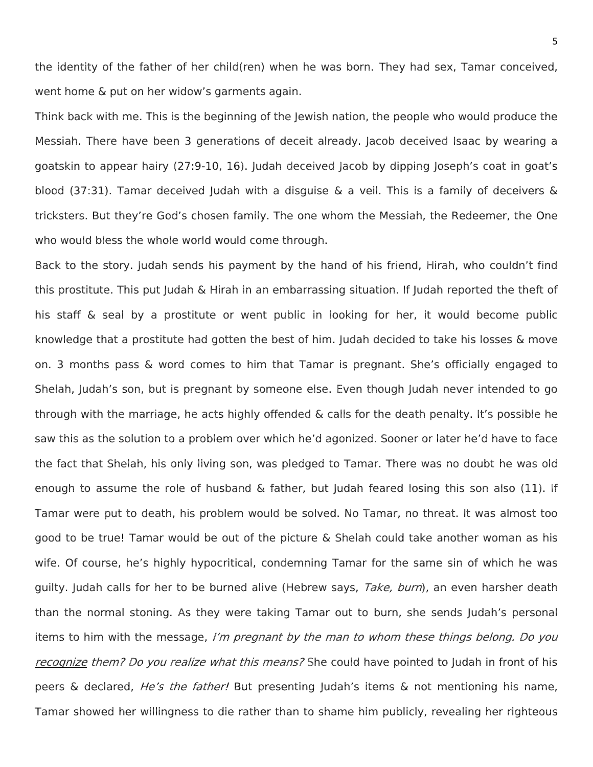the identity of the father of her child(ren) when he was born. They had sex, Tamar conceived, went home & put on her widow's garments again.

Think back with me. This is the beginning of the Jewish nation, the people who would produce the Messiah. There have been 3 generations of deceit already. Jacob deceived Isaac by wearing a goatskin to appear hairy (27:9-10, 16). Judah deceived Jacob by dipping Joseph's coat in goat's blood (37:31). Tamar deceived Judah with a disguise & a veil. This is a family of deceivers & tricksters. But they're God's chosen family. The one whom the Messiah, the Redeemer, the One who would bless the whole world would come through.

Back to the story. Judah sends his payment by the hand of his friend, Hirah, who couldn't find this prostitute. This put Judah & Hirah in an embarrassing situation. If Judah reported the theft of his staff & seal by a prostitute or went public in looking for her, it would become public knowledge that a prostitute had gotten the best of him. Judah decided to take his losses & move on. 3 months pass & word comes to him that Tamar is pregnant. She's officially engaged to Shelah, Judah's son, but is pregnant by someone else. Even though Judah never intended to go through with the marriage, he acts highly offended & calls for the death penalty. It's possible he saw this as the solution to a problem over which he'd agonized. Sooner or later he'd have to face the fact that Shelah, his only living son, was pledged to Tamar. There was no doubt he was old enough to assume the role of husband & father, but Judah feared losing this son also (11). If Tamar were put to death, his problem would be solved. No Tamar, no threat. It was almost too good to be true! Tamar would be out of the picture & Shelah could take another woman as his wife. Of course, he's highly hypocritical, condemning Tamar for the same sin of which he was guilty. Judah calls for her to be burned alive (Hebrew says, *Take, burn*), an even harsher death than the normal stoning. As they were taking Tamar out to burn, she sends Judah's personal items to him with the message, *I'm pregnant by the man to whom these things belong. Do you* *__recognize__* *them? Do you realize what this means?* She could have pointed to Judah in front of his peers & declared, *He's the father!* But presenting Judah's items & not mentioning his name, Tamar showed her willingness to die rather than to shame him publicly, revealing her righteous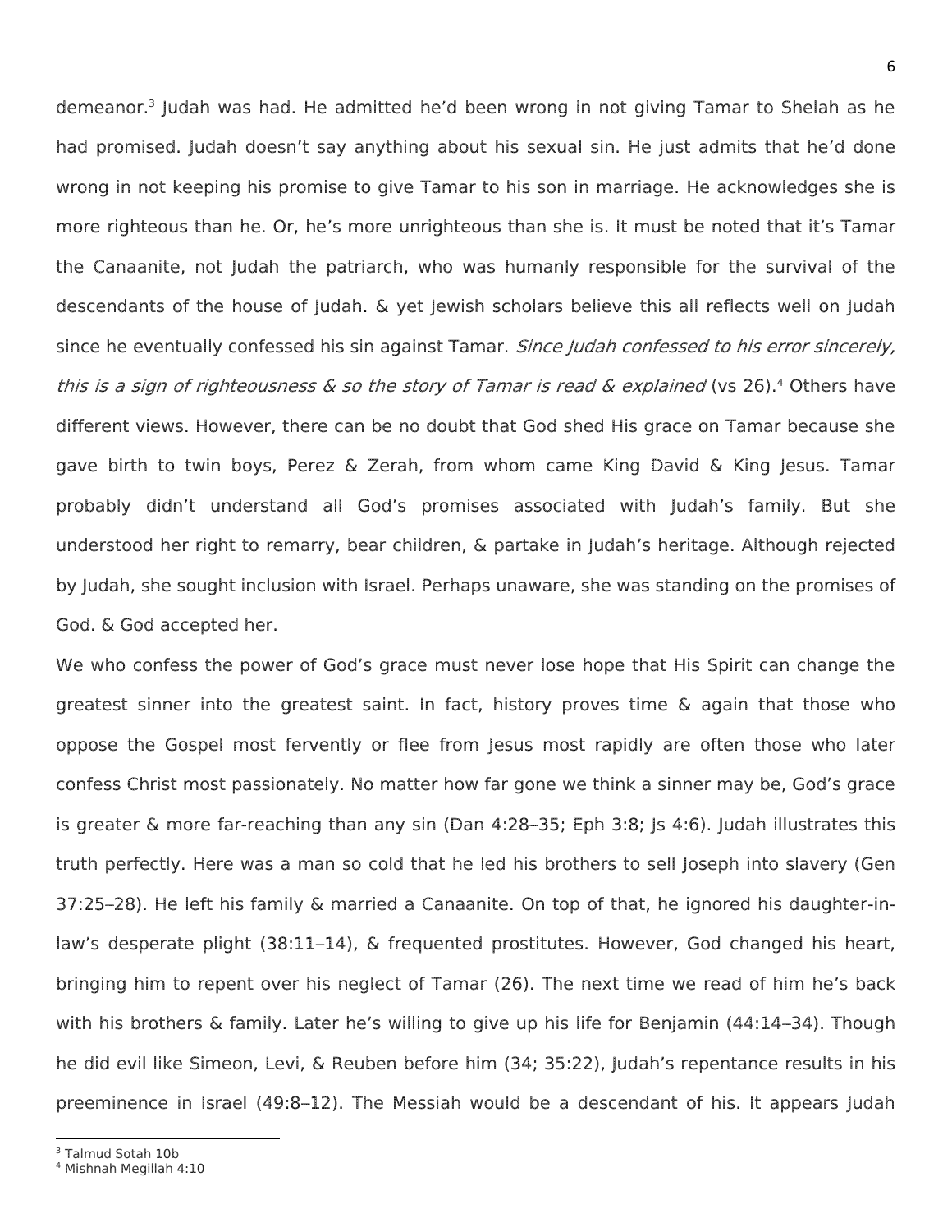demeanor.[3] Judah was had. He admitted he'd been wrong in not giving Tamar to Shelah as he had promised. Judah doesn't say anything about his sexual sin. He just admits that he'd done wrong in not keeping his promise to give Tamar to his son in marriage. He acknowledges she is more righteous than he. Or, he's more unrighteous than she is. It must be noted that it's Tamar the Canaanite, not Judah the patriarch, who was humanly responsible for the survival of the descendants of the house of Judah. & yet Jewish scholars believe this all reflects well on Judah since he eventually confessed his sin against Tamar. *Since Judah confessed to his error sincerely, this is a sign of righteousness & so the story of Tamar is read & explained* (vs 26).[4] Others have different views. However, there can be no doubt that God shed His grace on Tamar because she gave birth to twin boys, Perez & Zerah, from whom came King David & King Jesus. Tamar probably didn't understand all God's promises associated with Judah's family. But she understood her right to remarry, bear children, & partake in Judah's heritage. Although rejected by Judah, she sought inclusion with Israel. Perhaps unaware, she was standing on the promises of God. & God accepted her.

We who confess the power of God's grace must never lose hope that His Spirit can change the greatest sinner into the greatest saint. In fact, history proves time & again that those who oppose the Gospel most fervently or flee from Jesus most rapidly are often those who later confess Christ most passionately. No matter how far gone we think a sinner may be, God's grace is greater & more far-reaching than any sin (Dan 4:28–35; Eph 3:8; Js 4:6). Judah illustrates this truth perfectly. Here was a man so cold that he led his brothers to sell Joseph into slavery (Gen 37:25–28). He left his family & married a Canaanite. On top of that, he ignored his daughter-in-law's desperate plight (38:11–14), & frequented prostitutes. However, God changed his heart, bringing him to repent over his neglect of Tamar (26). The next time we read of him he's back with his brothers & family. Later he's willing to give up his life for Benjamin (44:14–34). Though he did evil like Simeon, Levi, & Reuben before him (34; 35:22), Judah's repentance results in his preeminence in Israel (49:8–12). The Messiah would be a descendant of his. It appears Judah

---

[3] Talmud Sotah 10b

[4] Mishnah Megillah 4:10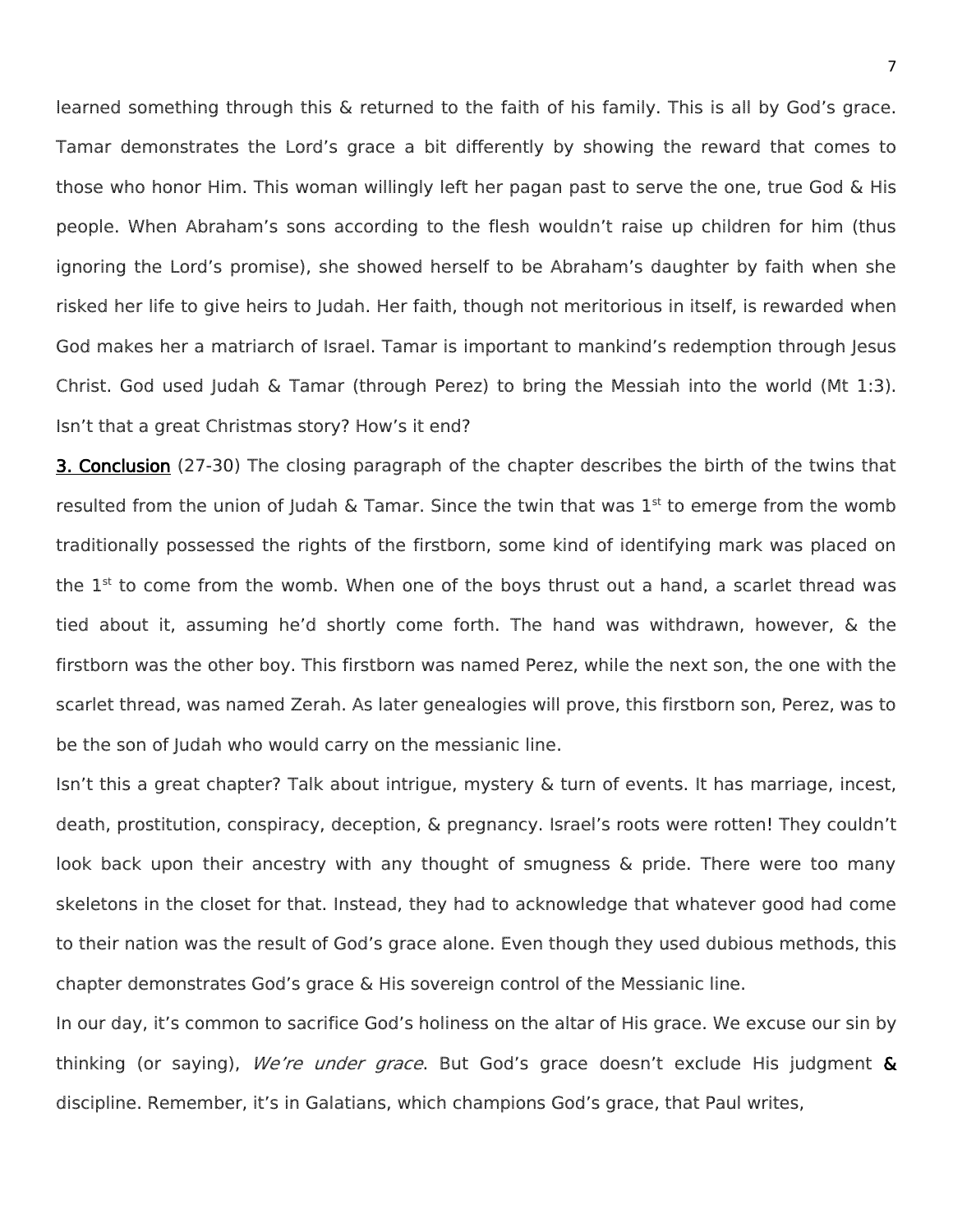learned something through this & returned to the faith of his family. This is all by God's grace. Tamar demonstrates the Lord's grace a bit differently by showing the reward that comes to those who honor Him. This woman willingly left her pagan past to serve the one, true God & His people. When Abraham's sons according to the flesh wouldn't raise up children for him (thus ignoring the Lord's promise), she showed herself to be Abraham's daughter by faith when she risked her life to give heirs to Judah. Her faith, though not meritorious in itself, is rewarded when God makes her a matriarch of Israel. Tamar is important to mankind's redemption through Jesus Christ. God used Judah & Tamar (through Perez) to bring the Messiah into the world (Mt 1:3). Isn't that a great Christmas story? How's it end?

<u>3. Conclusion</u> (27-30) The closing paragraph of the chapter describes the birth of the twins that resulted from the union of Judah & Tamar. Since the twin that was 1st to emerge from the womb traditionally possessed the rights of the firstborn, some kind of identifying mark was placed on the 1st to come from the womb. When one of the boys thrust out a hand, a scarlet thread was tied about it, assuming he'd shortly come forth. The hand was withdrawn, however, & the firstborn was the other boy. This firstborn was named Perez, while the next son, the one with the scarlet thread, was named Zerah. As later genealogies will prove, this firstborn son, Perez, was to be the son of Judah who would carry on the messianic line.

Isn't this a great chapter? Talk about intrigue, mystery & turn of events. It has marriage, incest, death, prostitution, conspiracy, deception, & pregnancy. Israel's roots were rotten! They couldn't look back upon their ancestry with any thought of smugness & pride. There were too many skeletons in the closet for that. Instead, they had to acknowledge that whatever good had come to their nation was the result of God's grace alone. Even though they used dubious methods, this chapter demonstrates God's grace & His sovereign control of the Messianic line.

In our day, it's common to sacrifice God's holiness on the altar of His grace. We excuse our sin by thinking (or saying), *We're under grace*. But God's grace doesn't exclude His judgment **&** discipline. Remember, it's in Galatians, which champions God's grace, that Paul writes,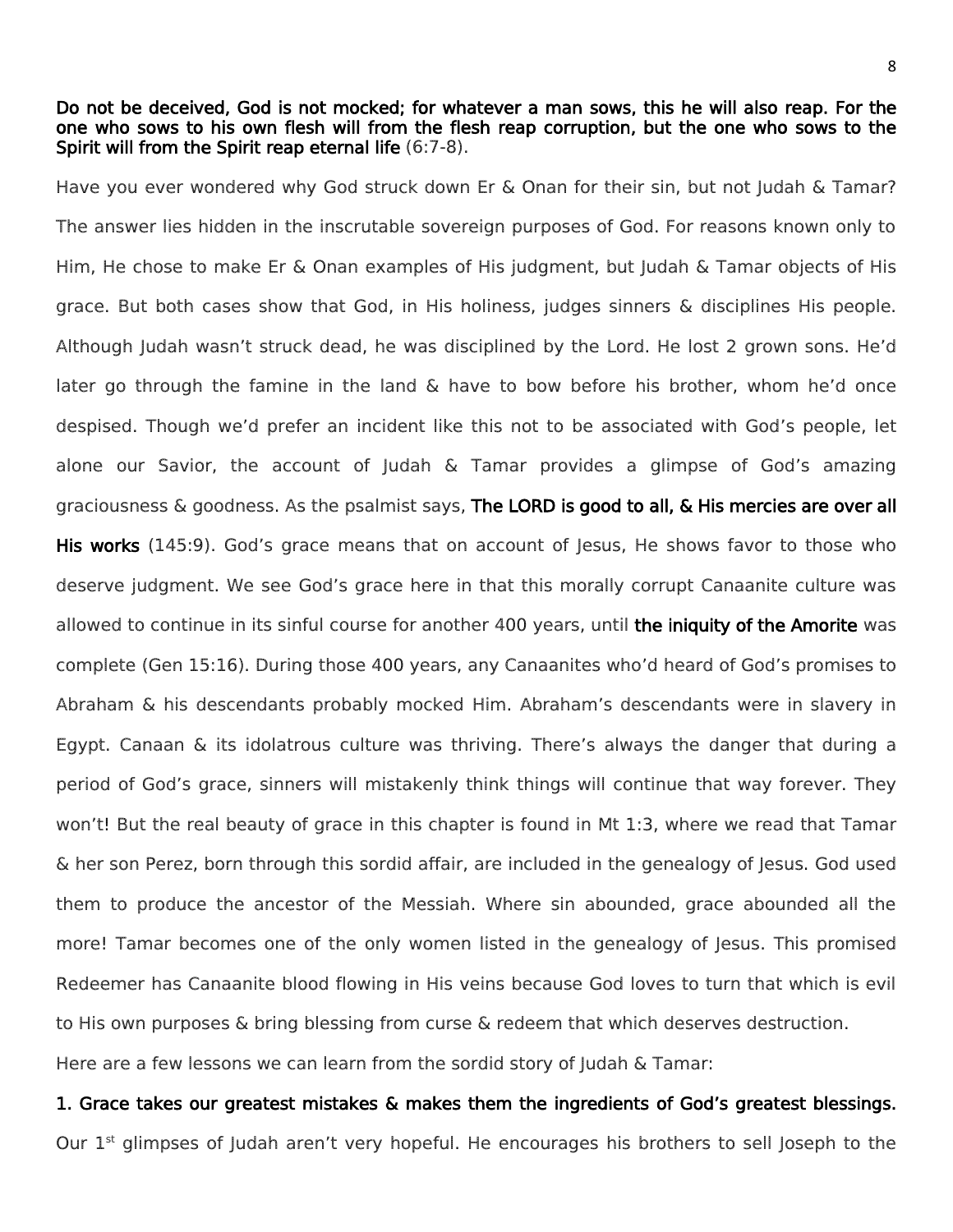**Do not be deceived, God is not mocked; for whatever a man sows, this he will also reap. For the one who sows to his own flesh will from the flesh reap corruption, but the one who sows to the Spirit will from the Spirit reap eternal life** (6:7-8).

Have you ever wondered why God struck down Er & Onan for their sin, but not Judah & Tamar? The answer lies hidden in the inscrutable sovereign purposes of God. For reasons known only to Him, He chose to make Er & Onan examples of His judgment, but Judah & Tamar objects of His grace. But both cases show that God, in His holiness, judges sinners & disciplines His people. Although Judah wasn't struck dead, he was disciplined by the Lord. He lost 2 grown sons. He'd later go through the famine in the land & have to bow before his brother, whom he'd once despised. Though we'd prefer an incident like this not to be associated with God's people, let alone our Savior, the account of Judah & Tamar provides a glimpse of God's amazing graciousness & goodness. As the psalmist says, **The LORD is good to all, & His mercies are over all His works** (145:9). God's grace means that on account of Jesus, He shows favor to those who deserve judgment. We see God's grace here in that this morally corrupt Canaanite culture was allowed to continue in its sinful course for another 400 years, until **the iniquity of the Amorite** was complete (Gen 15:16). During those 400 years, any Canaanites who'd heard of God's promises to Abraham & his descendants probably mocked Him. Abraham's descendants were in slavery in Egypt. Canaan & its idolatrous culture was thriving. There's always the danger that during a period of God's grace, sinners will mistakenly think things will continue that way forever. They won't! But the real beauty of grace in this chapter is found in Mt 1:3, where we read that Tamar & her son Perez, born through this sordid affair, are included in the genealogy of Jesus. God used them to produce the ancestor of the Messiah. Where sin abounded, grace abounded all the more! Tamar becomes one of the only women listed in the genealogy of Jesus. This promised Redeemer has Canaanite blood flowing in His veins because God loves to turn that which is evil to His own purposes & bring blessing from curse & redeem that which deserves destruction.

Here are a few lessons we can learn from the sordid story of Judah & Tamar:

**1. Grace takes our greatest mistakes & makes them the ingredients of God's greatest blessings.** Our 1st glimpses of Judah aren't very hopeful. He encourages his brothers to sell Joseph to the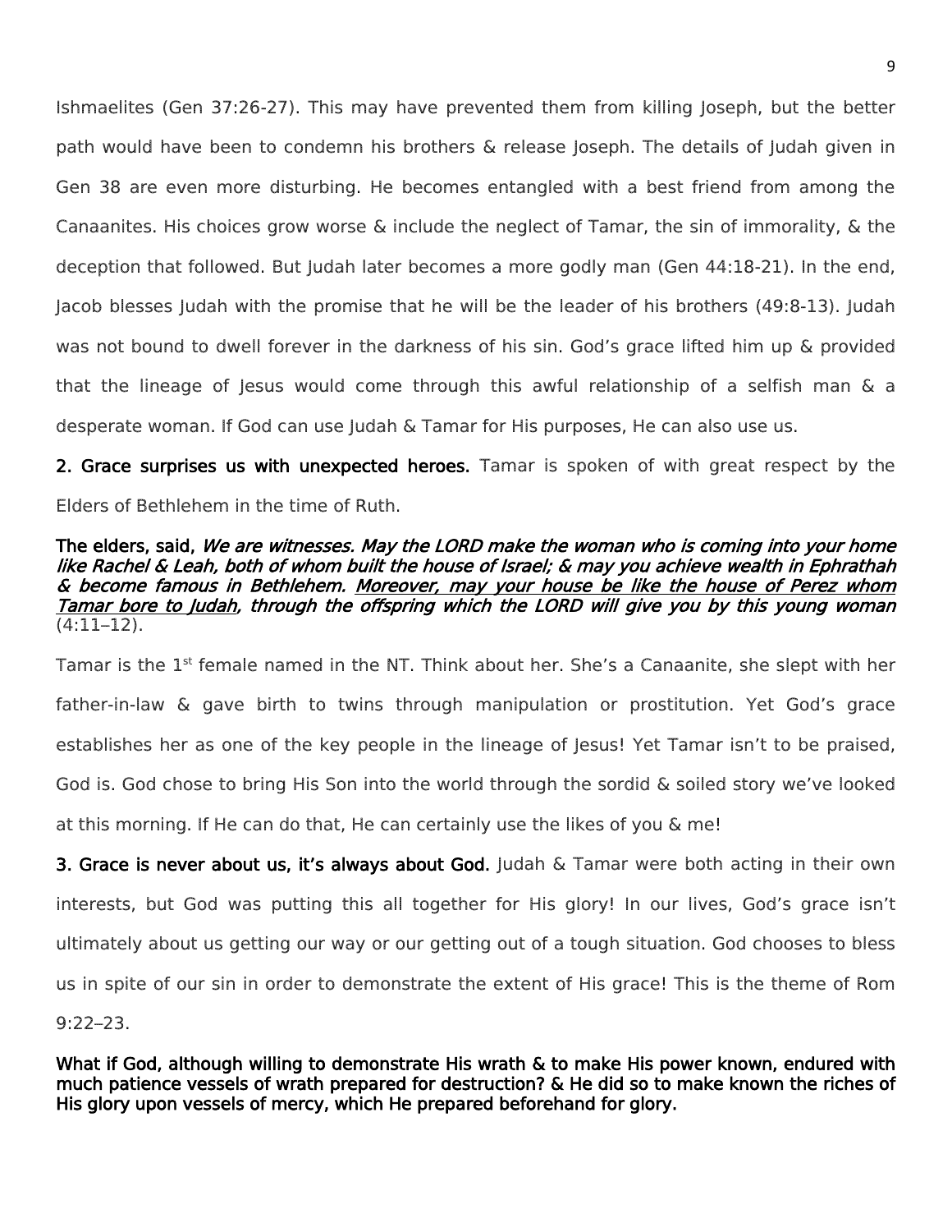Ishmaelites (Gen 37:26-27). This may have prevented them from killing Joseph, but the better path would have been to condemn his brothers & release Joseph. The details of Judah given in Gen 38 are even more disturbing. He becomes entangled with a best friend from among the Canaanites. His choices grow worse & include the neglect of Tamar, the sin of immorality, & the deception that followed. But Judah later becomes a more godly man (Gen 44:18-21). In the end, Jacob blesses Judah with the promise that he will be the leader of his brothers (49:8-13). Judah was not bound to dwell forever in the darkness of his sin. God's grace lifted him up & provided that the lineage of Jesus would come through this awful relationship of a selfish man & a desperate woman. If God can use Judah & Tamar for His purposes, He can also use us.

**2. Grace surprises us with unexpected heroes.** Tamar is spoken of with great respect by the Elders of Bethlehem in the time of Ruth.

**The elders, said,** ***We are witnesses. May the LORD make the woman who is coming into your home like Rachel & Leah, both of whom built the house of Israel; & may you achieve wealth in Ephrathah & become famous in Bethlehem.*** ***<u>Moreover, may your house be like the house of Perez whom Tamar bore to Judah</u>, through the offspring which the LORD will give you by this young woman*** (4:11–12).

Tamar is the 1st female named in the NT. Think about her. She's a Canaanite, she slept with her father-in-law & gave birth to twins through manipulation or prostitution. Yet God's grace establishes her as one of the key people in the lineage of Jesus! Yet Tamar isn't to be praised, God is. God chose to bring His Son into the world through the sordid & soiled story we've looked at this morning. If He can do that, He can certainly use the likes of you & me!

**3. Grace is never about us, it's always about God.** Judah & Tamar were both acting in their own interests, but God was putting this all together for His glory! In our lives, God's grace isn't ultimately about us getting our way or our getting out of a tough situation. God chooses to bless us in spite of our sin in order to demonstrate the extent of His grace! This is the theme of Rom 9:22–23.

**What if God, although willing to demonstrate His wrath & to make His power known, endured with much patience vessels of wrath prepared for destruction? & He did so to make known the riches of His glory upon vessels of mercy, which He prepared beforehand for glory.**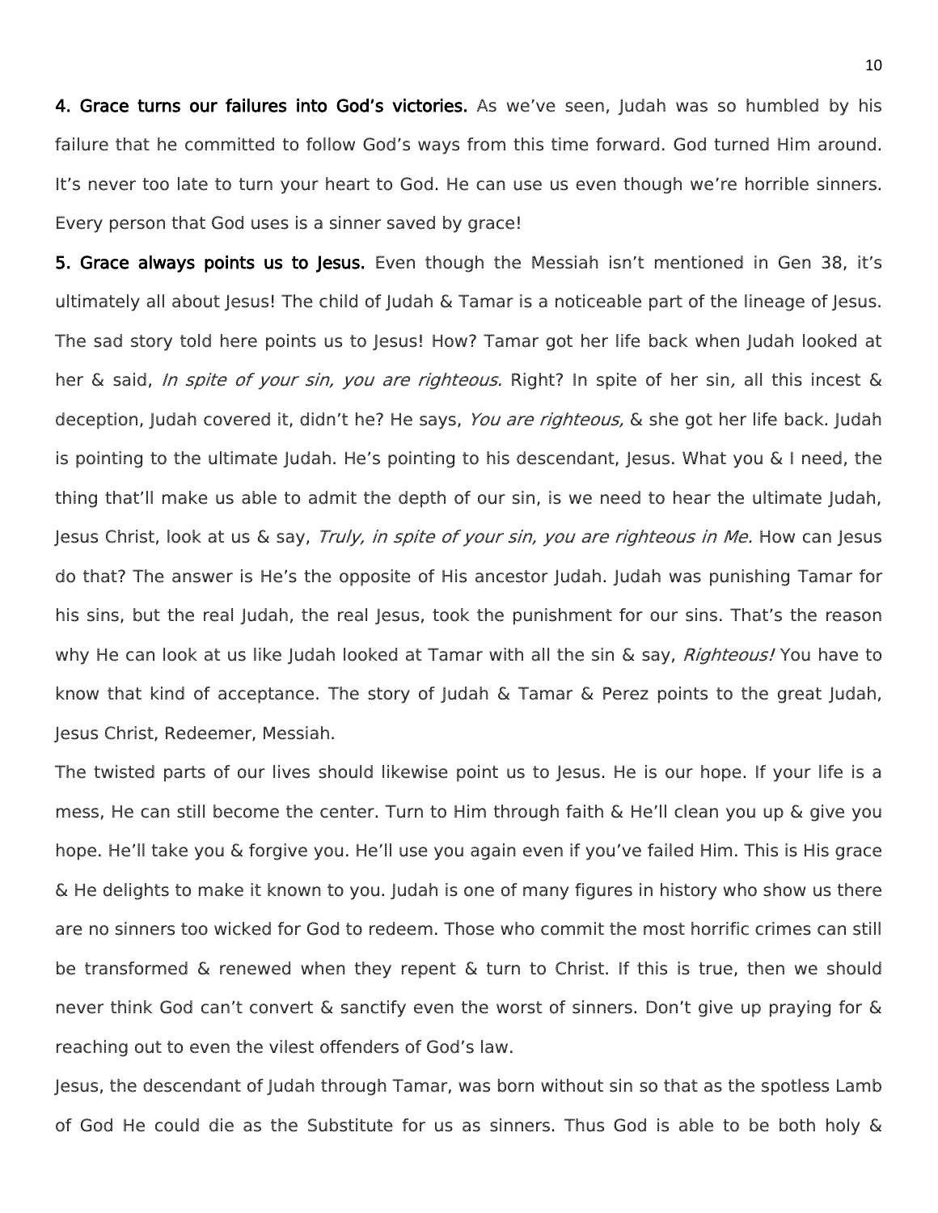**4. Grace turns our failures into God's victories.** As we've seen, Judah was so humbled by his failure that he committed to follow God's ways from this time forward. God turned Him around. It's never too late to turn your heart to God. He can use us even though we're horrible sinners. Every person that God uses is a sinner saved by grace!

**5. Grace always points us to Jesus.** Even though the Messiah isn't mentioned in Gen 38, it's ultimately all about Jesus! The child of Judah & Tamar is a noticeable part of the lineage of Jesus. The sad story told here points us to Jesus! How? Tamar got her life back when Judah looked at her & said, *In spite of your sin, you are righteous.* Right? In spite of her sin, all this incest & deception, Judah covered it, didn't he? He says, *You are righteous,* & she got her life back. Judah is pointing to the ultimate Judah. He's pointing to his descendant, Jesus. What you & I need, the thing that'll make us able to admit the depth of our sin, is we need to hear the ultimate Judah, Jesus Christ, look at us & say, *Truly, in spite of your sin, you are righteous in Me.* How can Jesus do that? The answer is He's the opposite of His ancestor Judah. Judah was punishing Tamar for his sins, but the real Judah, the real Jesus, took the punishment for our sins. That's the reason why He can look at us like Judah looked at Tamar with all the sin & say, *Righteous!* You have to know that kind of acceptance. The story of Judah & Tamar & Perez points to the great Judah, Jesus Christ, Redeemer, Messiah.

The twisted parts of our lives should likewise point us to Jesus. He is our hope. If your life is a mess, He can still become the center. Turn to Him through faith & He'll clean you up & give you hope. He'll take you & forgive you. He'll use you again even if you've failed Him. This is His grace & He delights to make it known to you. Judah is one of many figures in history who show us there are no sinners too wicked for God to redeem. Those who commit the most horrific crimes can still be transformed & renewed when they repent & turn to Christ. If this is true, then we should never think God can't convert & sanctify even the worst of sinners. Don't give up praying for & reaching out to even the vilest offenders of God's law.

Jesus, the descendant of Judah through Tamar, was born without sin so that as the spotless Lamb of God He could die as the Substitute for us as sinners. Thus God is able to be both holy &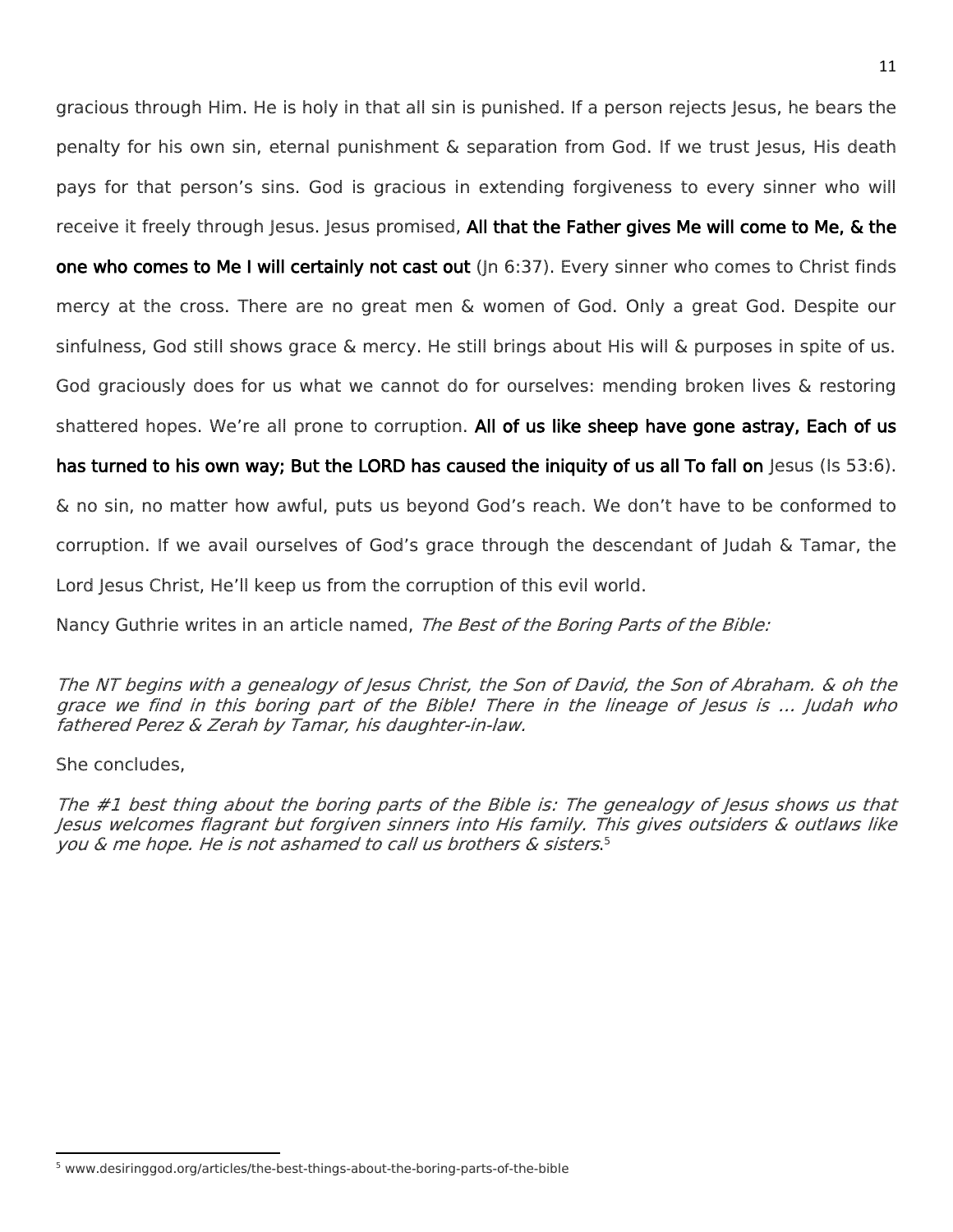gracious through Him. He is holy in that all sin is punished. If a person rejects Jesus, he bears the penalty for his own sin, eternal punishment & separation from God. If we trust Jesus, His death pays for that person's sins. God is gracious in extending forgiveness to every sinner who will receive it freely through Jesus. Jesus promised, **All that the Father gives Me will come to Me, & the one who comes to Me I will certainly not cast out** (Jn 6:37). Every sinner who comes to Christ finds mercy at the cross. There are no great men & women of God. Only a great God. Despite our sinfulness, God still shows grace & mercy. He still brings about His will & purposes in spite of us. God graciously does for us what we cannot do for ourselves: mending broken lives & restoring shattered hopes. We're all prone to corruption. **All of us like sheep have gone astray, Each of us has turned to his own way; But the LORD has caused the iniquity of us all To fall on** Jesus (Is 53:6). & no sin, no matter how awful, puts us beyond God's reach. We don't have to be conformed to corruption. If we avail ourselves of God's grace through the descendant of Judah & Tamar, the Lord Jesus Christ, He'll keep us from the corruption of this evil world.

Nancy Guthrie writes in an article named, *The Best of the Boring Parts of the Bible:*

*The NT begins with a genealogy of Jesus Christ, the Son of David, the Son of Abraham. & oh the grace we find in this boring part of the Bible! There in the lineage of Jesus is … Judah who fathered Perez & Zerah by Tamar, his daughter-in-law.*

She concludes,

*The #1 best thing about the boring parts of the Bible is: The genealogy of Jesus shows us that Jesus welcomes flagrant but forgiven sinners into His family. This gives outsiders & outlaws like you & me hope. He is not ashamed to call us brothers & sisters.*[5]

[5] www.desiringgod.org/articles/the-best-things-about-the-boring-parts-of-the-bible